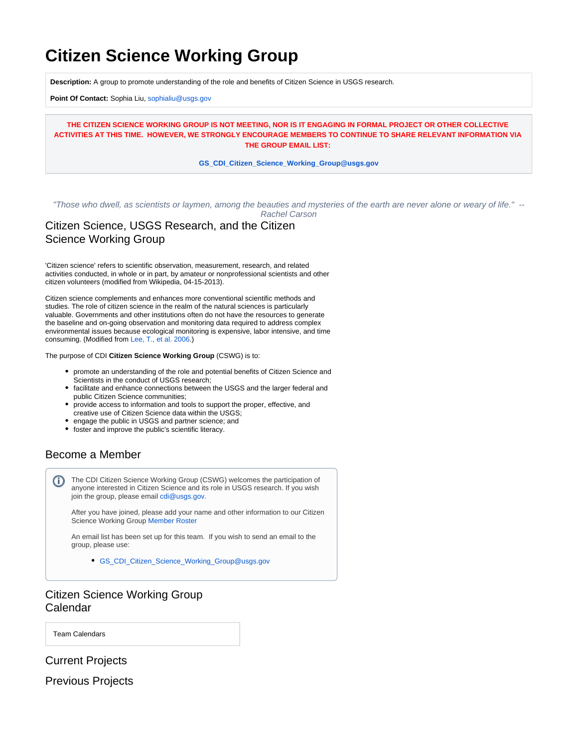# Citizen Science Working Group

**Description:** A group to promote understanding of the role and benefits of Citizen Science in USGS research.

**Point Of Contact:** Sophia Liu, sophialiu@usgs.gov

**THE CITIZEN SCIENCE WORKING GROUP IS NOT MEETING, NOR IS IT ENGAGING IN FORMAL PROJECT OR OTHER COLLECTIVE ACTIVITIES AT THIS TIME. HOWEVER, WE STRONGLY ENCOURAGE MEMBERS TO CONTINUE TO SHARE RELEVANT INFORMATION VIA THE GROUP EMAIL LIST:**

**GS_CDI_Citizen_Science_Working_Group@usgs.gov**

*"Those who dwell, as scientists or laymen, among the beauties and mysteries of the earth are never alone or weary of life." -- Rachel Carson*

## Citizen Science, USGS Research, and the Citizen Science Working Group

'Citizen science' refers to scientific observation, measurement, research, and related activities conducted, in whole or in part, by amateur or nonprofessional scientists and other citizen volunteers (modified from Wikipedia, 04-15-2013).

Citizen science complements and enhances more conventional scientific methods and studies. The role of citizen science in the realm of the natural sciences is particularly valuable. Governments and other institutions often do not have the resources to generate the baseline and on-going observation and monitoring data required to address complex environmental issues because ecological monitoring is expensive, labor intensive, and time consuming. (Modified from Lee, T., et al. 2006.)

The purpose of CDI **Citizen Science Working Group** (CSWG) is to:

- promote an understanding of the role and potential benefits of Citizen Science and Scientists in the conduct of USGS research;
- facilitate and enhance connections between the USGS and the larger federal and public Citizen Science communities;
- provide access to information and tools to support the proper, effective, and creative use of Citizen Science data within the USGS;
- engage the public in USGS and partner science; and
- foster and improve the public's scientific literacy.

## Become a Member

The CDI Citizen Science Working Group (CSWG) welcomes the participation of anyone interested in Citizen Science and its role in USGS research. If you wish join the group, please email cdi@usgs.gov.

After you have joined, please add your name and other information to our Citizen Science Working Group Member Roster

An email list has been set up for this team. If you wish to send an email to the group, please use:

- GS_CDI_Citizen_Science_Working_Group@usgs.gov

## Citizen Science Working Group Calendar

Team Calendars

## Current Projects

## Previous Projects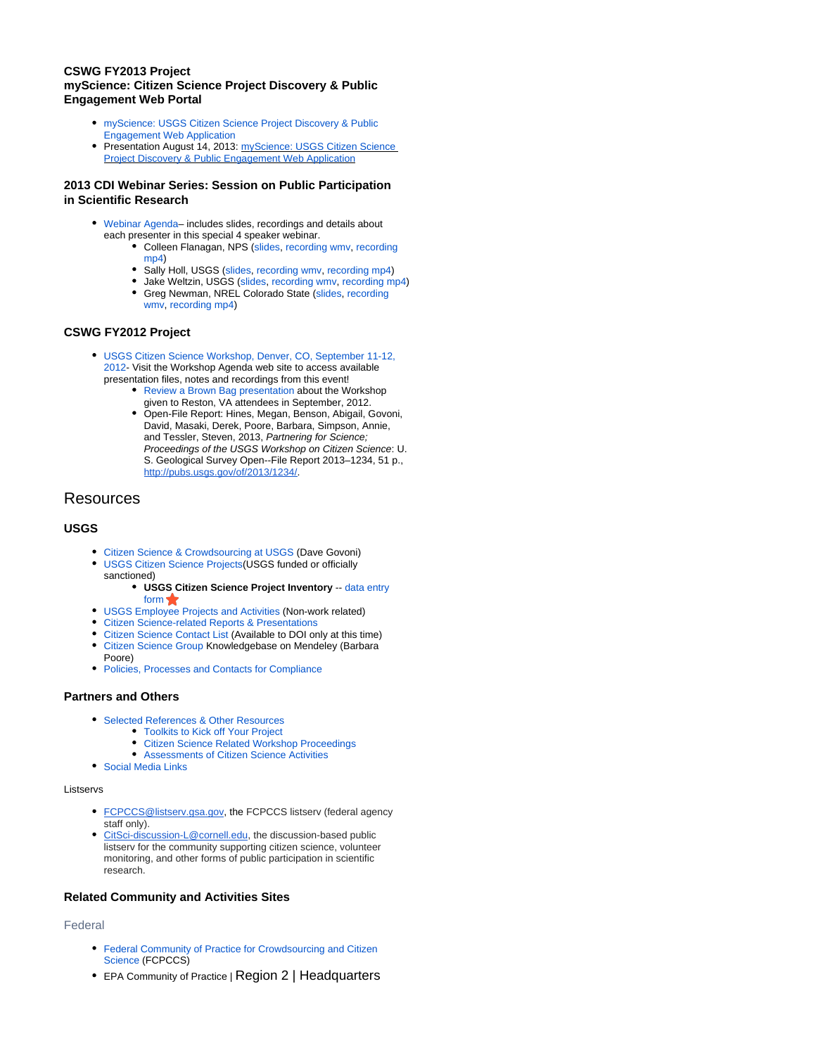**CSWG FY2013 Project**
**myScience: Citizen Science Project Discovery & Public Engagement Web Portal**

- myScience: USGS Citizen Science Project Discovery & Public Engagement Web Application
- Presentation August 14, 2013: myScience: USGS Citizen Science Project Discovery & Public Engagement Web Application

### 2013 CDI Webinar Series: Session on Public Participation in Scientific Research

- Webinar Agenda– includes slides, recordings and details about each presenter in this special 4 speaker webinar.
  - Colleen Flanagan, NPS (slides, recording wmv, recording mp4)
  - Sally Holl, USGS (slides, recording wmv, recording mp4)
  - Jake Weltzin, USGS (slides, recording wmv, recording mp4)
  - Greg Newman, NREL Colorado State (slides, recording wmv, recording mp4)

### CSWG FY2012 Project

- USGS Citizen Science Workshop, Denver, CO, September 11-12, 2012- Visit the Workshop Agenda web site to access available presentation files, notes and recordings from this event!
  - Review a Brown Bag presentation about the Workshop given to Reston, VA attendees in September, 2012.
  - Open-File Report: Hines, Megan, Benson, Abigail, Govoni, David, Masaki, Derek, Poore, Barbara, Simpson, Annie, and Tessler, Steven, 2013, *Partnering for Science; Proceedings of the USGS Workshop on Citizen Science*: U. S. Geological Survey Open--File Report 2013–1234, 51 p., http://pubs.usgs.gov/of/2013/1234/.

## Resources

### USGS

- Citizen Science & Crowdsourcing at USGS (Dave Govoni)
- USGS Citizen Science Projects(USGS funded or officially sanctioned)
  - **USGS Citizen Science Project Inventory** -- data entry form
- USGS Employee Projects and Activities (Non-work related)
- Citizen Science-related Reports & Presentations
- Citizen Science Contact List (Available to DOI only at this time)
- Citizen Science Group Knowledgebase on Mendeley (Barbara Poore)
- Policies, Processes and Contacts for Compliance

### Partners and Others

- Selected References & Other Resources
  - Toolkits to Kick off Your Project
  - Citizen Science Related Workshop Proceedings
  - Assessments of Citizen Science Activities
- Social Media Links

Listservs

- FCPCCS@listserv.gsa.gov, the FCPCCS listserv (federal agency staff only).
- CitSci-discussion-L@cornell.edu, the discussion-based public listserv for the community supporting citizen science, volunteer monitoring, and other forms of public participation in scientific research.

### Related Community and Activities Sites

Federal

- Federal Community of Practice for Crowdsourcing and Citizen Science (FCPCCS)
- EPA Community of Practice | Region 2 | Headquarters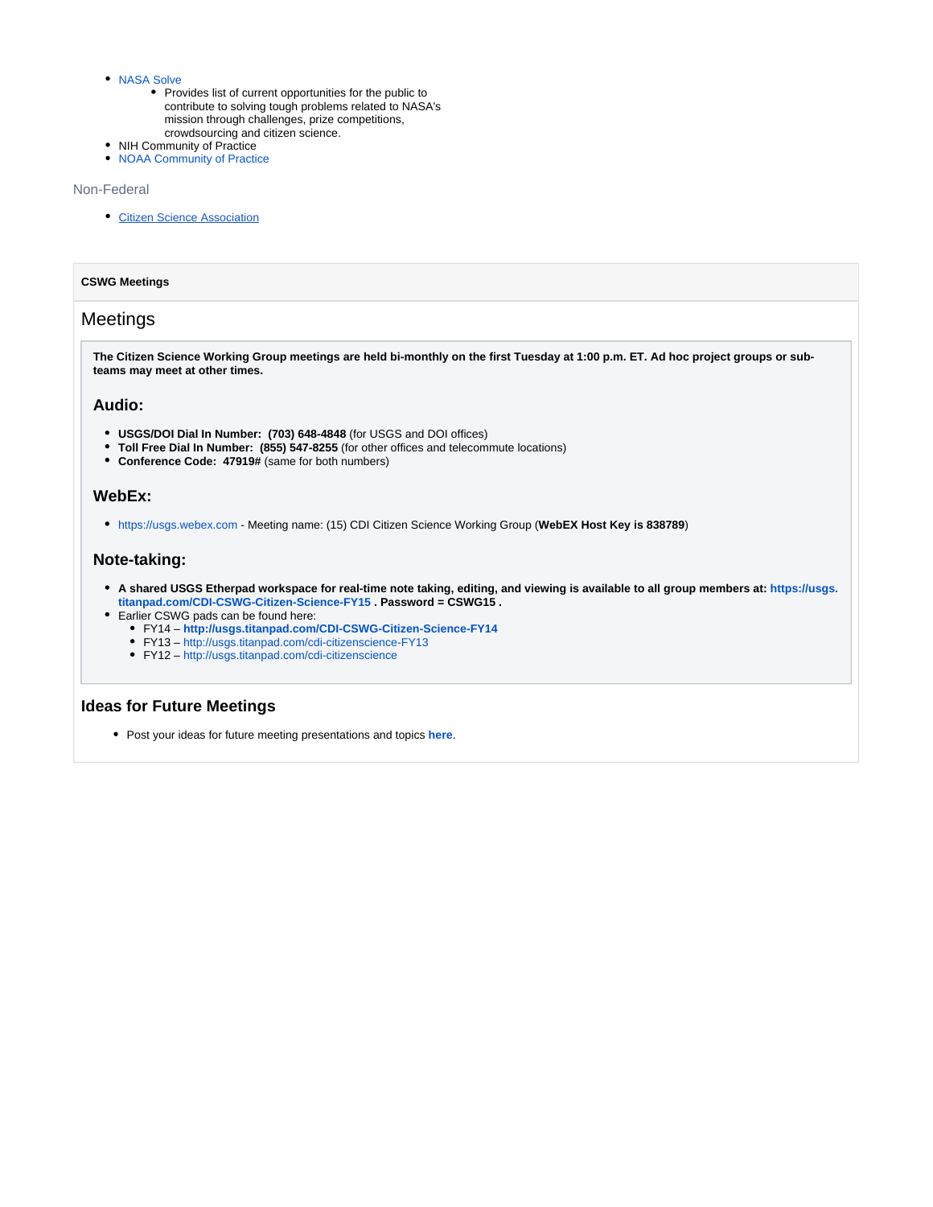- NASA Solve
  - Provides list of current opportunities for the public to contribute to solving tough problems related to NASA's mission through challenges, prize competitions, crowdsourcing and citizen science.
- NIH Community of Practice
- NOAA Community of Practice

### Non-Federal

- Citizen Science Association

**CSWG Meetings**

## Meetings

**The Citizen Science Working Group meetings are held bi-monthly on the first Tuesday at 1:00 p.m. ET. Ad hoc project groups or sub-teams may meet at other times.**

### Audio:

- **USGS/DOI Dial In Number: (703) 648-4848** (for USGS and DOI offices)
- **Toll Free Dial In Number: (855) 547-8255** (for other offices and telecommute locations)
- **Conference Code: 47919#** (same for both numbers)

### WebEx:

- https://usgs.webex.com - Meeting name: (15) CDI Citizen Science Working Group (**WebEX Host Key is 838789**)

### Note-taking:

- **A shared USGS Etherpad workspace for real-time note taking, editing, and viewing is available to all group members at: https://usgs.titanpad.com/CDI-CSWG-Citizen-Science-FY15 . Password = CSWG15 .**
- Earlier CSWG pads can be found here:
  - FY14 – **http://usgs.titanpad.com/CDI-CSWG-Citizen-Science-FY14**
  - FY13 – http://usgs.titanpad.com/cdi-citizenscience-FY13
  - FY12 – http://usgs.titanpad.com/cdi-citizenscience

### Ideas for Future Meetings

- Post your ideas for future meeting presentations and topics **here**.